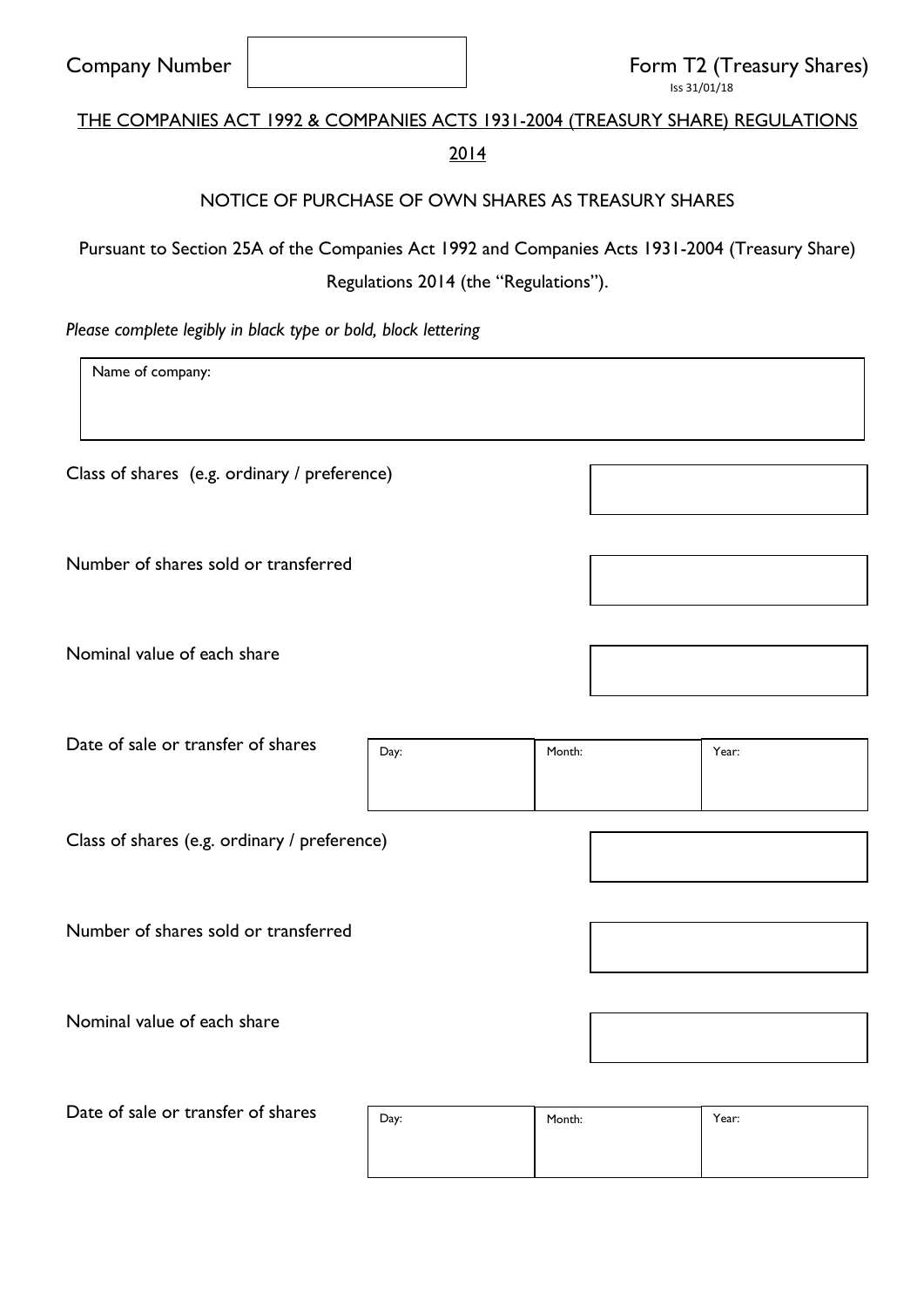Company Number | |

Form T2 (Treasury Shares)
Iss 31/01/18

THE COMPANIES ACT 1992 & COMPANIES ACTS 1931-2004 (TREASURY SHARE) REGULATIONS 2014

NOTICE OF PURCHASE OF OWN SHARES AS TREASURY SHARES

Pursuant to Section 25A of the Companies Act 1992 and Companies Acts 1931-2004 (Treasury Share) Regulations 2014 (the "Regulations").

*Please complete legibly in black type or bold, block lettering*

| Name of company: |
|---|
| |

| | |
|---|---|
| Class of shares (e.g. ordinary / preference) | |
| Number of shares sold or transferred | |
| Nominal value of each share | |

| Date of sale or transfer of shares | Day: | Month: | Year: |
|---|---|---|---|

| | |
|---|---|
| Class of shares (e.g. ordinary / preference) | |
| Number of shares sold or transferred | |
| Nominal value of each share | |

| Date of sale or transfer of shares | Day: | Month: | Year: |
|---|---|---|---|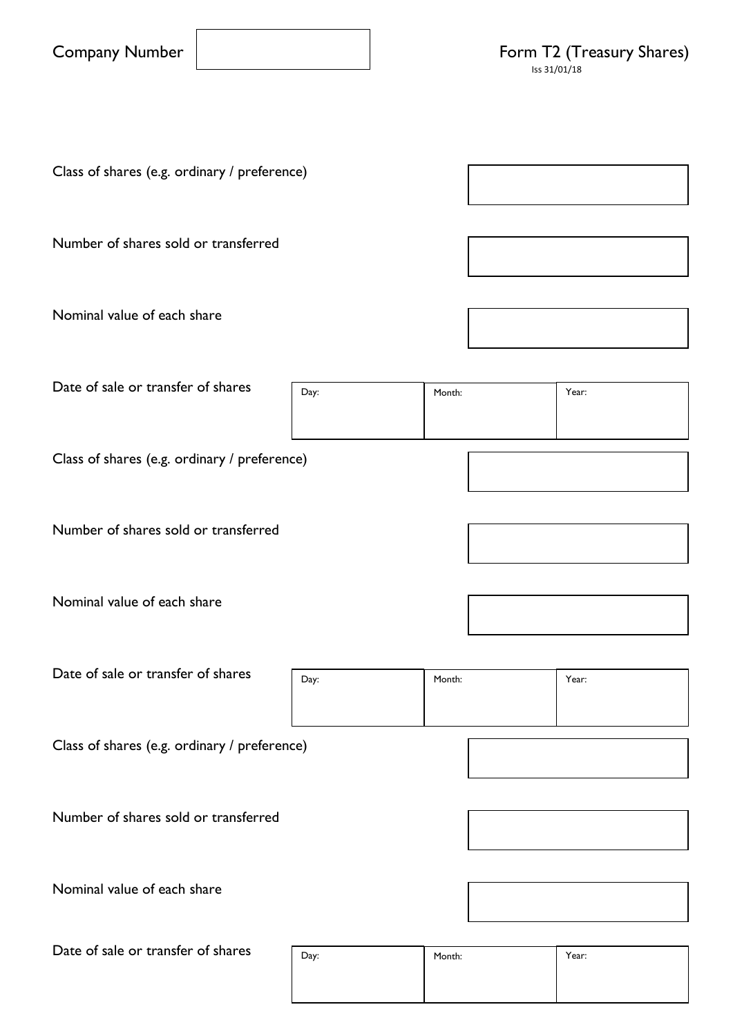Company Number

Form T2 (Treasury Shares)
Iss 31/01/18

Class of shares (e.g. ordinary / preference)

Number of shares sold or transferred

Nominal value of each share

Date of sale or transfer of shares

| Day: | Month: | Year: |
| --- | --- | --- |
| | | |

Class of shares (e.g. ordinary / preference)

Number of shares sold or transferred

Nominal value of each share

Date of sale or transfer of shares

| Day: | Month: | Year: |
| --- | --- | --- |
| | | |

Class of shares (e.g. ordinary / preference)

Number of shares sold or transferred

Nominal value of each share

Date of sale or transfer of shares

| Day: | Month: | Year: |
| --- | --- | --- |
| | | |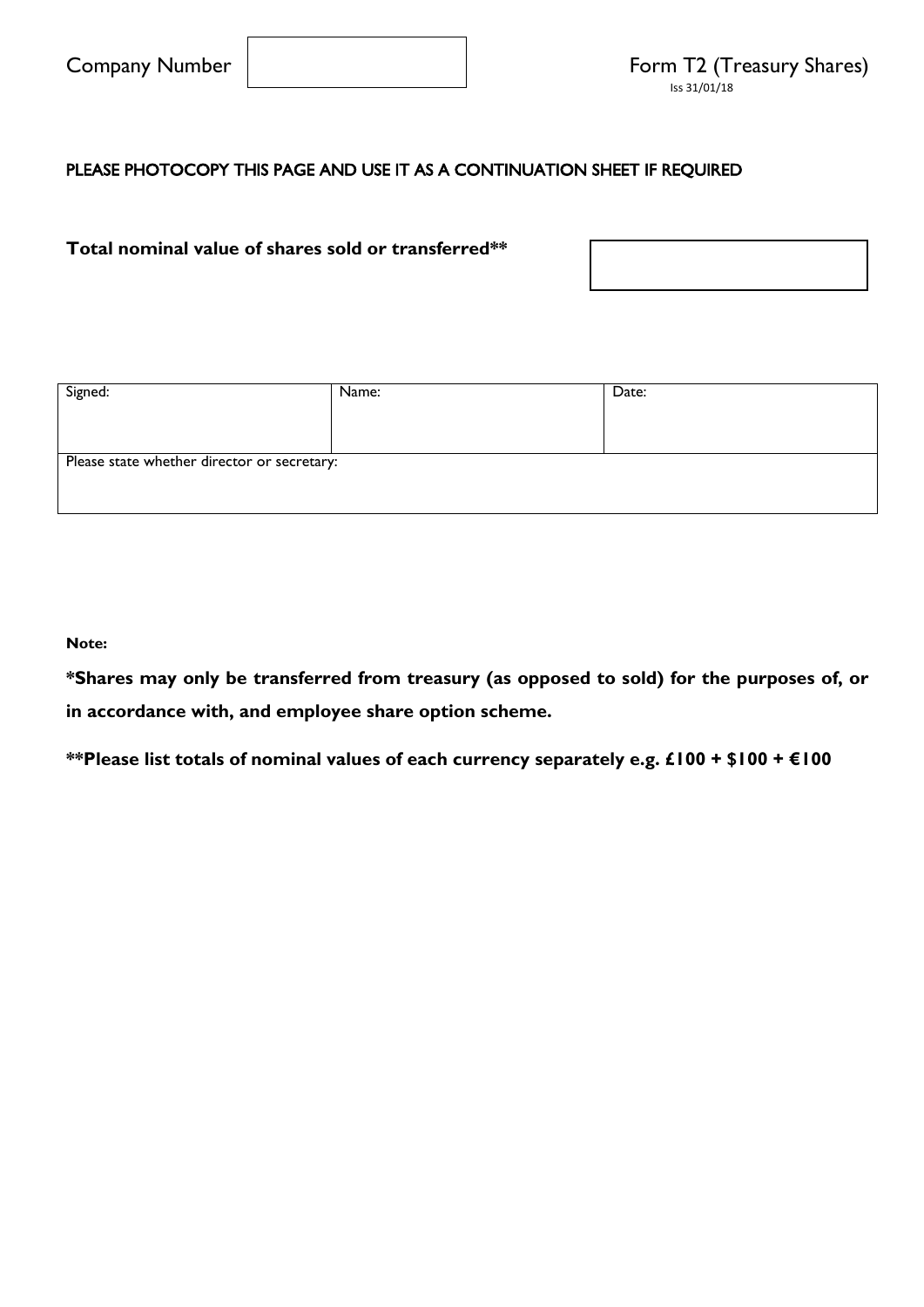Company Number | | Form T2 (Treasury Shares)

Iss 31/01/18

PLEASE PHOTOCOPY THIS PAGE AND USE IT AS A CONTINUATION SHEET IF REQUIRED

**Total nominal value of shares sold or transferred****

| | | |
|---|---|---|
| Signed: | Name: | Date: |
| Please state whether director or secretary: | | |

**Note:**

***Shares may only be transferred from treasury (as opposed to sold) for the purposes of, or in accordance with, and employee share option scheme.**

****Please list totals of nominal values of each currency separately e.g. £100 + $100 + €100**